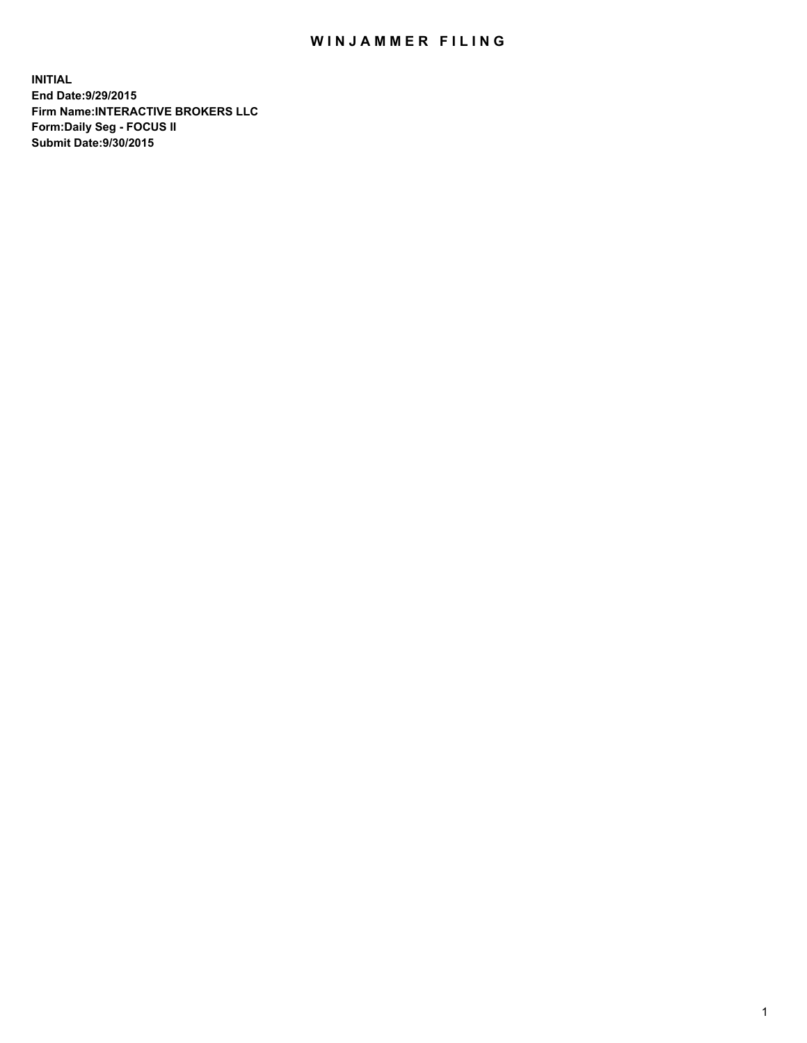# WINJAMMER FILING

**INITIAL**
**End Date:9/29/2015**
**Firm Name:INTERACTIVE BROKERS LLC**
**Form:Daily Seg - FOCUS II**
**Submit Date:9/30/2015**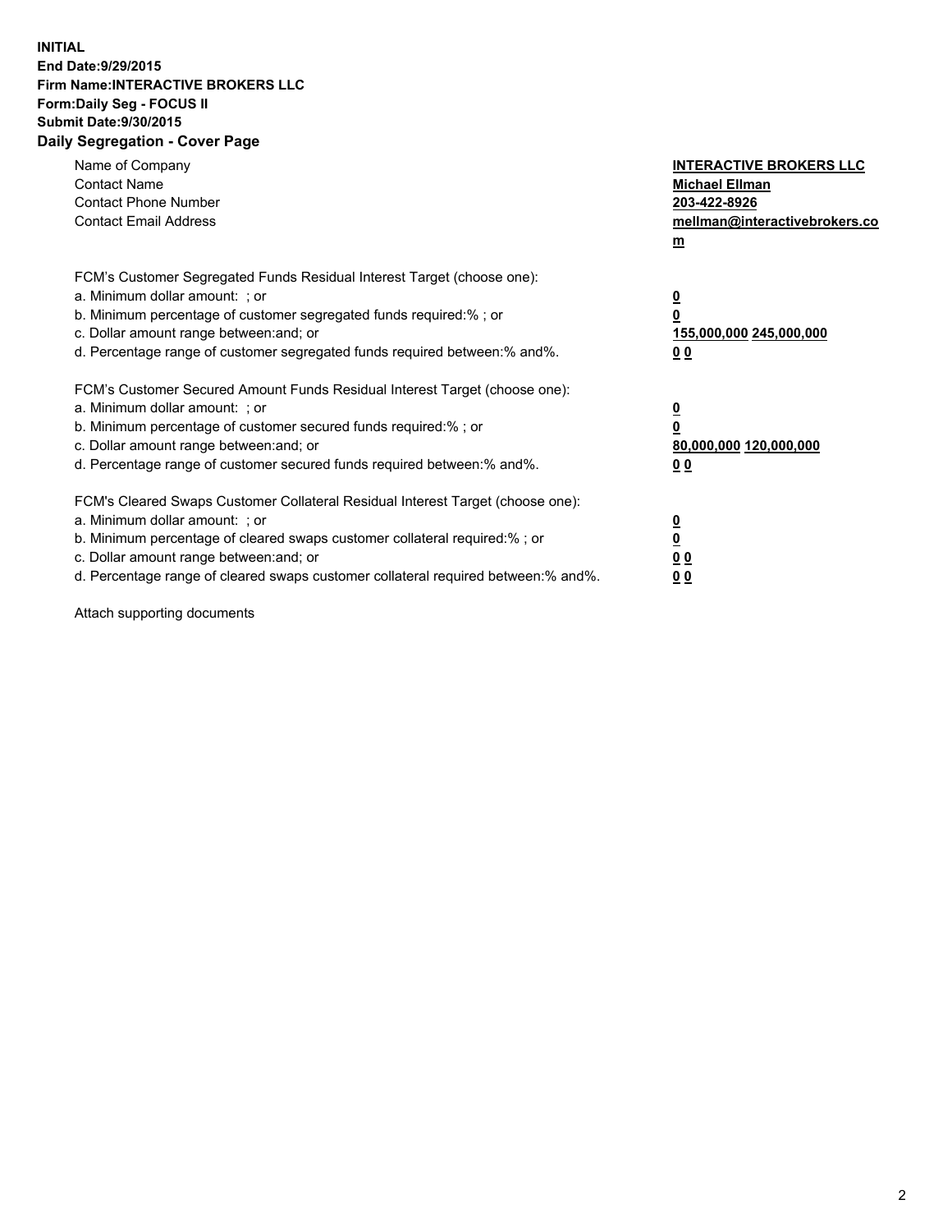**INITIAL**
**End Date:9/29/2015**
**Firm Name:INTERACTIVE BROKERS LLC**
**Form:Daily Seg - FOCUS II**
**Submit Date:9/30/2015**

## Daily Segregation - Cover Page

| | |
|---|---|
| Name of Company | **INTERACTIVE BROKERS LLC** |
| Contact Name | **Michael Ellman** |
| Contact Phone Number | **203-422-8926** |
| Contact Email Address | **mellman@interactivebrokers.com** |

| | |
|---|---|
| FCM's Customer Segregated Funds Residual Interest Target (choose one): | |
| a. Minimum dollar amount: ; or | **0** |
| b. Minimum percentage of customer segregated funds required:% ; or | **0** |
| c. Dollar amount range between:and; or | **155,000,000 245,000,000** |
| d. Percentage range of customer segregated funds required between:% and%. | **0 0** |
| FCM's Customer Secured Amount Funds Residual Interest Target (choose one): | |
| a. Minimum dollar amount: ; or | **0** |
| b. Minimum percentage of customer secured funds required:% ; or | **0** |
| c. Dollar amount range between:and; or | **80,000,000 120,000,000** |
| d. Percentage range of customer secured funds required between:% and%. | **0 0** |
| FCM's Cleared Swaps Customer Collateral Residual Interest Target (choose one): | |
| a. Minimum dollar amount: ; or | **0** |
| b. Minimum percentage of cleared swaps customer collateral required:% ; or | **0** |
| c. Dollar amount range between:and; or | **0 0** |
| d. Percentage range of cleared swaps customer collateral required between:% and%. | **0 0** |

Attach supporting documents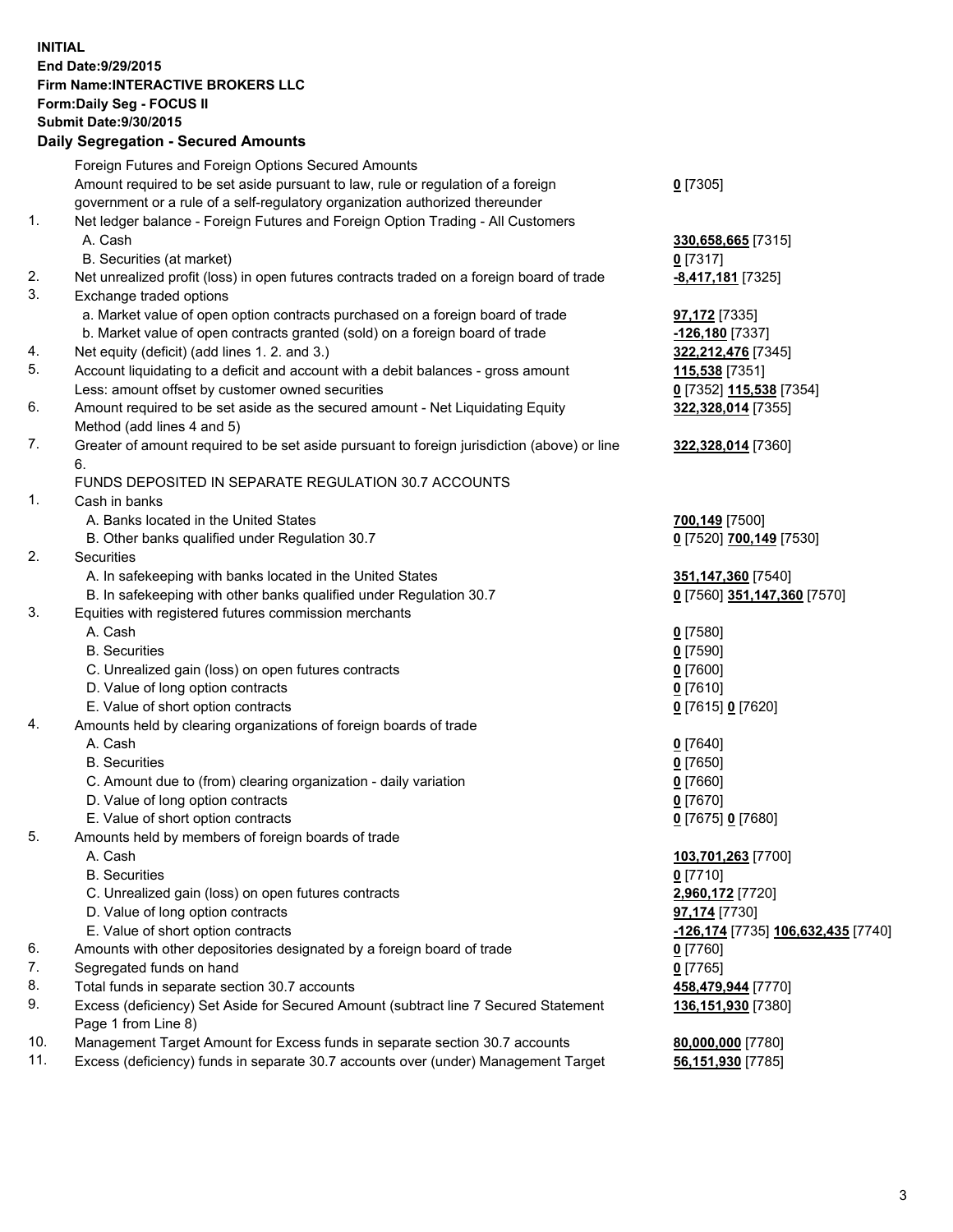**INITIAL**
**End Date:9/29/2015**
**Firm Name:INTERACTIVE BROKERS LLC**
**Form:Daily Seg - FOCUS II**
**Submit Date:9/30/2015**

## Daily Segregation - Secured Amounts

| | | |
|---|---|---|
| | Foreign Futures and Foreign Options Secured Amounts | |
| | Amount required to be set aside pursuant to law, rule or regulation of a foreign government or a rule of a self-regulatory organization authorized thereunder | **0** [7305] |
| 1. | Net ledger balance - Foreign Futures and Foreign Option Trading - All Customers | |
| | A. Cash | **330,658,665** [7315] |
| | B. Securities (at market) | **0** [7317] |
| 2. | Net unrealized profit (loss) in open futures contracts traded on a foreign board of trade | **-8,417,181** [7325] |
| 3. | Exchange traded options | |
| | a. Market value of open option contracts purchased on a foreign board of trade | **97,172** [7335] |
| | b. Market value of open contracts granted (sold) on a foreign board of trade | **-126,180** [7337] |
| 4. | Net equity (deficit) (add lines 1. 2. and 3.) | **322,212,476** [7345] |
| 5. | Account liquidating to a deficit and account with a debit balances - gross amount | **115,538** [7351] |
| | Less: amount offset by customer owned securities | **0** [7352] **115,538** [7354] |
| 6. | Amount required to be set aside as the secured amount - Net Liquidating Equity Method (add lines 4 and 5) | **322,328,014** [7355] |
| 7. | Greater of amount required to be set aside pursuant to foreign jurisdiction (above) or line 6. | **322,328,014** [7360] |
| | FUNDS DEPOSITED IN SEPARATE REGULATION 30.7 ACCOUNTS | |
| 1. | Cash in banks | |
| | A. Banks located in the United States | **700,149** [7500] |
| | B. Other banks qualified under Regulation 30.7 | **0** [7520] **700,149** [7530] |
| 2. | Securities | |
| | A. In safekeeping with banks located in the United States | **351,147,360** [7540] |
| | B. In safekeeping with other banks qualified under Regulation 30.7 | **0** [7560] **351,147,360** [7570] |
| 3. | Equities with registered futures commission merchants | |
| | A. Cash | **0** [7580] |
| | B. Securities | **0** [7590] |
| | C. Unrealized gain (loss) on open futures contracts | **0** [7600] |
| | D. Value of long option contracts | **0** [7610] |
| | E. Value of short option contracts | **0** [7615] **0** [7620] |
| 4. | Amounts held by clearing organizations of foreign boards of trade | |
| | A. Cash | **0** [7640] |
| | B. Securities | **0** [7650] |
| | C. Amount due to (from) clearing organization - daily variation | **0** [7660] |
| | D. Value of long option contracts | **0** [7670] |
| | E. Value of short option contracts | **0** [7675] **0** [7680] |
| 5. | Amounts held by members of foreign boards of trade | |
| | A. Cash | **103,701,263** [7700] |
| | B. Securities | **0** [7710] |
| | C. Unrealized gain (loss) on open futures contracts | **2,960,172** [7720] |
| | D. Value of long option contracts | **97,174** [7730] |
| | E. Value of short option contracts | **-126,174** [7735] **106,632,435** [7740] |
| 6. | Amounts with other depositories designated by a foreign board of trade | **0** [7760] |
| 7. | Segregated funds on hand | **0** [7765] |
| 8. | Total funds in separate section 30.7 accounts | **458,479,944** [7770] |
| 9. | Excess (deficiency) Set Aside for Secured Amount (subtract line 7 Secured Statement Page 1 from Line 8) | **136,151,930** [7380] |
| 10. | Management Target Amount for Excess funds in separate section 30.7 accounts | **80,000,000** [7780] |
| 11. | Excess (deficiency) funds in separate 30.7 accounts over (under) Management Target | **56,151,930** [7785] |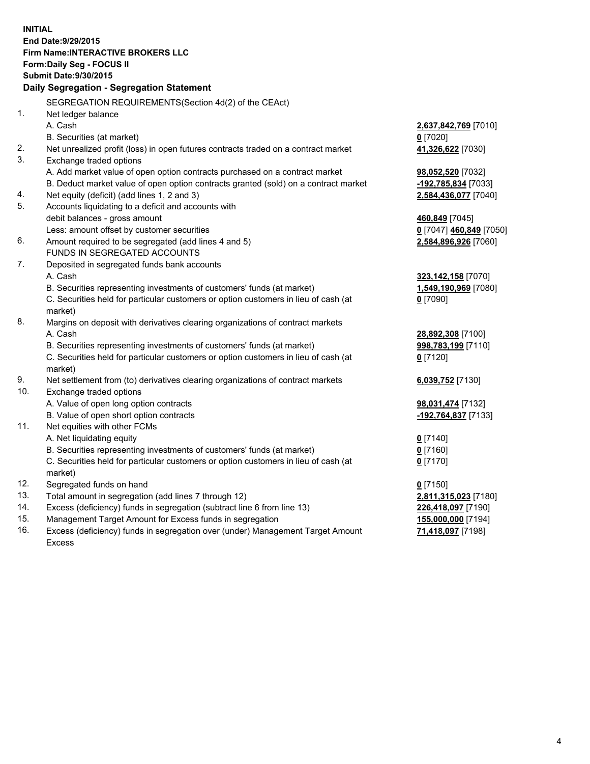**INITIAL**
**End Date:9/29/2015**
**Firm Name:INTERACTIVE BROKERS LLC**
**Form:Daily Seg - FOCUS II**
**Submit Date:9/30/2015**

**Daily Segregation - Segregation Statement**

| | | |
|---|---|---|
| | SEGREGATION REQUIREMENTS(Section 4d(2) of the CEAct) | |
| 1. | Net ledger balance | |
| | A. Cash | **2,637,842,769** [7010] |
| | B. Securities (at market) | **0** [7020] |
| 2. | Net unrealized profit (loss) in open futures contracts traded on a contract market | **41,326,622** [7030] |
| 3. | Exchange traded options | |
| | A. Add market value of open option contracts purchased on a contract market | **98,052,520** [7032] |
| | B. Deduct market value of open option contracts granted (sold) on a contract market | **-192,785,834** [7033] |
| 4. | Net equity (deficit) (add lines 1, 2 and 3) | **2,584,436,077** [7040] |
| 5. | Accounts liquidating to a deficit and accounts with | |
| | debit balances - gross amount | **460,849** [7045] |
| | Less: amount offset by customer securities | **0** [7047] **460,849** [7050] |
| 6. | Amount required to be segregated (add lines 4 and 5) | **2,584,896,926** [7060] |
| | FUNDS IN SEGREGATED ACCOUNTS | |
| 7. | Deposited in segregated funds bank accounts | |
| | A. Cash | **323,142,158** [7070] |
| | B. Securities representing investments of customers' funds (at market) | **1,549,190,969** [7080] |
| | C. Securities held for particular customers or option customers in lieu of cash (at market) | **0** [7090] |
| 8. | Margins on deposit with derivatives clearing organizations of contract markets | |
| | A. Cash | **28,892,308** [7100] |
| | B. Securities representing investments of customers' funds (at market) | **998,783,199** [7110] |
| | C. Securities held for particular customers or option customers in lieu of cash (at market) | **0** [7120] |
| 9. | Net settlement from (to) derivatives clearing organizations of contract markets | **6,039,752** [7130] |
| 10. | Exchange traded options | |
| | A. Value of open long option contracts | **98,031,474** [7132] |
| | B. Value of open short option contracts | **-192,764,837** [7133] |
| 11. | Net equities with other FCMs | |
| | A. Net liquidating equity | **0** [7140] |
| | B. Securities representing investments of customers' funds (at market) | **0** [7160] |
| | C. Securities held for particular customers or option customers in lieu of cash (at market) | **0** [7170] |
| 12. | Segregated funds on hand | **0** [7150] |
| 13. | Total amount in segregation (add lines 7 through 12) | **2,811,315,023** [7180] |
| 14. | Excess (deficiency) funds in segregation (subtract line 6 from line 13) | **226,418,097** [7190] |
| 15. | Management Target Amount for Excess funds in segregation | **155,000,000** [7194] |
| 16. | Excess (deficiency) funds in segregation over (under) Management Target Amount Excess | **71,418,097** [7198] |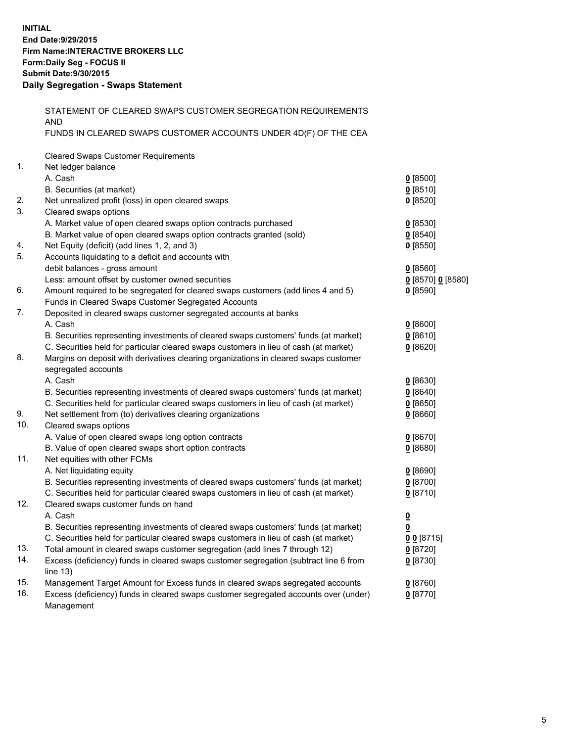**INITIAL**
**End Date:9/29/2015**
**Firm Name:INTERACTIVE BROKERS LLC**
**Form:Daily Seg - FOCUS II**
**Submit Date:9/30/2015**
**Daily Segregation - Swaps Statement**

STATEMENT OF CLEARED SWAPS CUSTOMER SEGREGATION REQUIREMENTS AND FUNDS IN CLEARED SWAPS CUSTOMER ACCOUNTS UNDER 4D(F) OF THE CEA

| | | |
|---|---|---|
| | Cleared Swaps Customer Requirements | |
| 1. | Net ledger balance | |
| | A. Cash | 0 [8500] |
| | B. Securities (at market) | 0 [8510] |
| 2. | Net unrealized profit (loss) in open cleared swaps | 0 [8520] |
| 3. | Cleared swaps options | |
| | A. Market value of open cleared swaps option contracts purchased | 0 [8530] |
| | B. Market value of open cleared swaps option contracts granted (sold) | 0 [8540] |
| 4. | Net Equity (deficit) (add lines 1, 2, and 3) | 0 [8550] |
| 5. | Accounts liquidating to a deficit and accounts with debit balances - gross amount | 0 [8560] |
| | Less: amount offset by customer owned securities | 0 [8570] 0 [8580] |
| 6. | Amount required to be segregated for cleared swaps customers (add lines 4 and 5) | 0 [8590] |
| | Funds in Cleared Swaps Customer Segregated Accounts | |
| 7. | Deposited in cleared swaps customer segregated accounts at banks | |
| | A. Cash | 0 [8600] |
| | B. Securities representing investments of cleared swaps customers' funds (at market) | 0 [8610] |
| | C. Securities held for particular cleared swaps customers in lieu of cash (at market) | 0 [8620] |
| 8. | Margins on deposit with derivatives clearing organizations in cleared swaps customer segregated accounts | |
| | A. Cash | 0 [8630] |
| | B. Securities representing investments of cleared swaps customers' funds (at market) | 0 [8640] |
| | C. Securities held for particular cleared swaps customers in lieu of cash (at market) | 0 [8650] |
| 9. | Net settlement from (to) derivatives clearing organizations | 0 [8660] |
| 10. | Cleared swaps options | |
| | A. Value of open cleared swaps long option contracts | 0 [8670] |
| | B. Value of open cleared swaps short option contracts | 0 [8680] |
| 11. | Net equities with other FCMs | |
| | A. Net liquidating equity | 0 [8690] |
| | B. Securities representing investments of cleared swaps customers' funds (at market) | 0 [8700] |
| | C. Securities held for particular cleared swaps customers in lieu of cash (at market) | 0 [8710] |
| 12. | Cleared swaps customer funds on hand | |
| | A. Cash | 0 |
| | B. Securities representing investments of cleared swaps customers' funds (at market) | 0 |
| | C. Securities held for particular cleared swaps customers in lieu of cash (at market) | 0 0 [8715] |
| 13. | Total amount in cleared swaps customer segregation (add lines 7 through 12) | 0 [8720] |
| 14. | Excess (deficiency) funds in cleared swaps customer segregation (subtract line 6 from line 13) | 0 [8730] |
| 15. | Management Target Amount for Excess funds in cleared swaps segregated accounts | 0 [8760] |
| 16. | Excess (deficiency) funds in cleared swaps customer segregated accounts over (under) Management | 0 [8770] |